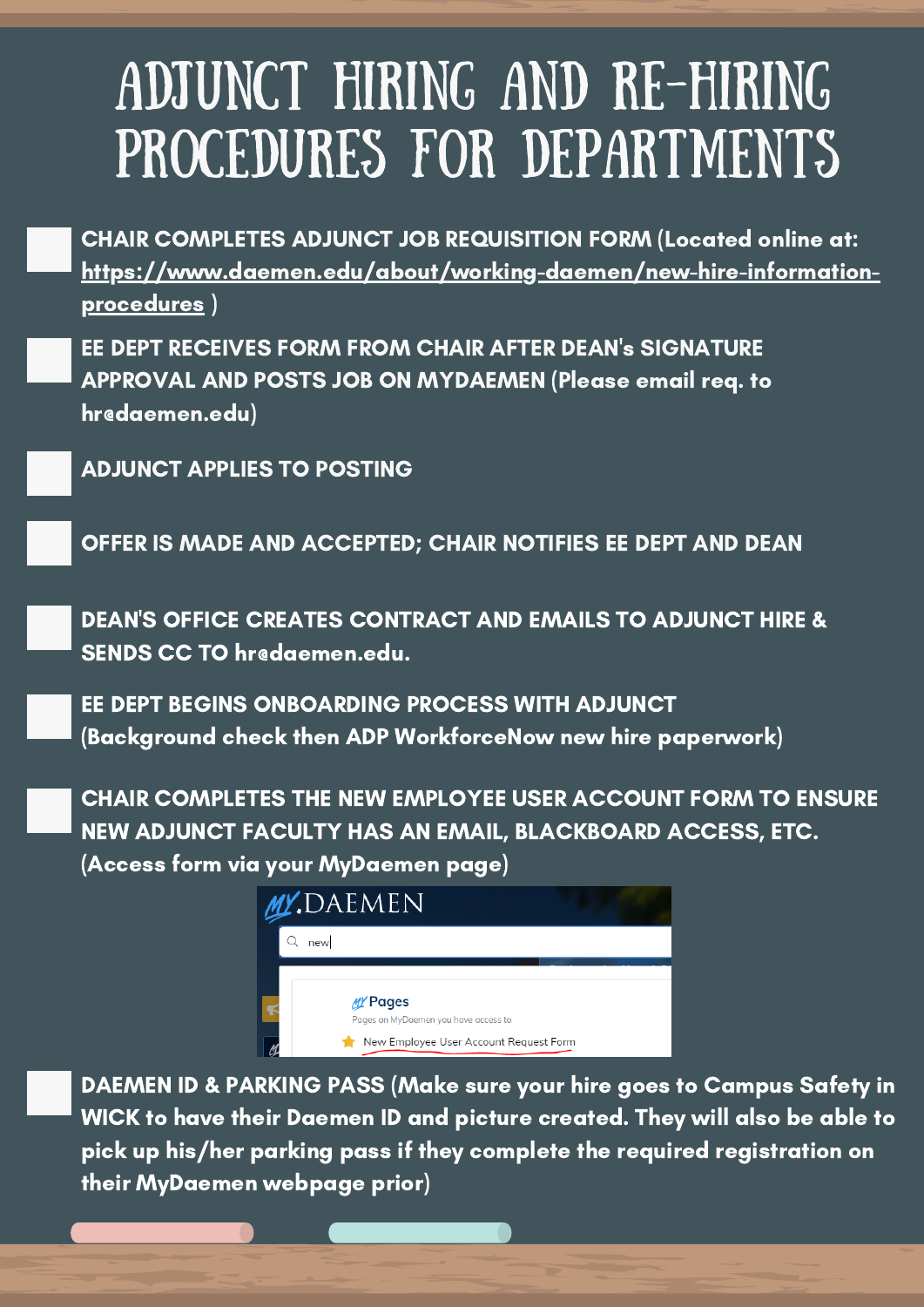# ADJUNCT HIRING AND RE-HIRING PROCEDURES FOR DEPARTMENTS

- [ ] **CHAIR COMPLETES ADJUNCT JOB REQUISITION FORM (Located online at: https://www.daemen.edu/about/working-daemen/new-hire-information-procedures )**
- [ ] **EE DEPT RECEIVES FORM FROM CHAIR AFTER DEAN's SIGNATURE APPROVAL AND POSTS JOB ON MYDAEMEN (Please email req. to hr@daemen.edu)**
- [ ] **ADJUNCT APPLIES TO POSTING**
- [ ] **OFFER IS MADE AND ACCEPTED; CHAIR NOTIFIES EE DEPT AND DEAN**
- [ ] **DEAN'S OFFICE CREATES CONTRACT AND EMAILS TO ADJUNCT HIRE & SENDS CC TO hr@daemen.edu.**
- [ ] **EE DEPT BEGINS ONBOARDING PROCESS WITH ADJUNCT (Background check then ADP WorkforceNow new hire paperwork)**
- [ ] **CHAIR COMPLETES THE NEW EMPLOYEE USER ACCOUNT FORM TO ENSURE NEW ADJUNCT FACULTY HAS AN EMAIL, BLACKBOARD ACCESS, ETC. (Access form via your MyDaemen page)**
- [ ] **DAEMEN ID & PARKING PASS (Make sure your hire goes to Campus Safety in WICK to have their Daemen ID and picture created. They will also be able to pick up his/her parking pass if they complete the required registration on their MyDaemen webpage prior)**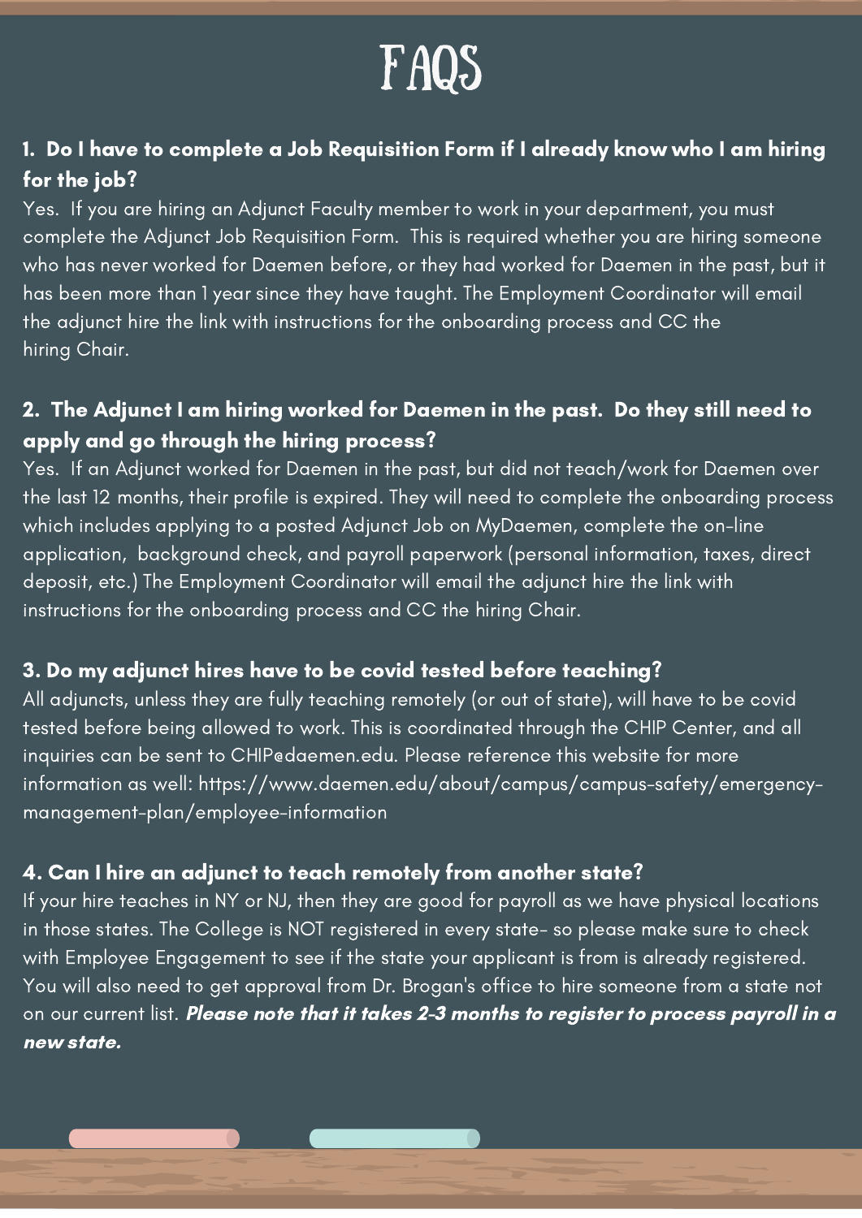# FAQS

**1. Do I have to complete a Job Requisition Form if I already know who I am hiring for the job?**

Yes. If you are hiring an Adjunct Faculty member to work in your department, you must complete the Adjunct Job Requisition Form. This is required whether you are hiring someone who has never worked for Daemen before, or they had worked for Daemen in the past, but it has been more than 1 year since they have taught. The Employment Coordinator will email the adjunct hire the link with instructions for the onboarding process and CC the hiring Chair.

**2. The Adjunct I am hiring worked for Daemen in the past. Do they still need to apply and go through the hiring process?**

Yes. If an Adjunct worked for Daemen in the past, but did not teach/work for Daemen over the last 12 months, their profile is expired. They will need to complete the onboarding process which includes applying to a posted Adjunct Job on MyDaemen, complete the on-line application, background check, and payroll paperwork (personal information, taxes, direct deposit, etc.) The Employment Coordinator will email the adjunct hire the link with instructions for the onboarding process and CC the hiring Chair.

**3. Do my adjunct hires have to be covid tested before teaching?**

All adjuncts, unless they are fully teaching remotely (or out of state), will have to be covid tested before being allowed to work. This is coordinated through the CHIP Center, and all inquiries can be sent to CHIP@daemen.edu. Please reference this website for more information as well: https://www.daemen.edu/about/campus/campus-safety/emergency-management-plan/employee-information

**4. Can I hire an adjunct to teach remotely from another state?**

If your hire teaches in NY or NJ, then they are good for payroll as we have physical locations in those states. The College is NOT registered in every state- so please make sure to check with Employee Engagement to see if the state your applicant is from is already registered. You will also need to get approval from Dr. Brogan's office to hire someone from a state not on our current list. ***Please note that it takes 2-3 months to register to process payroll in a new state.***